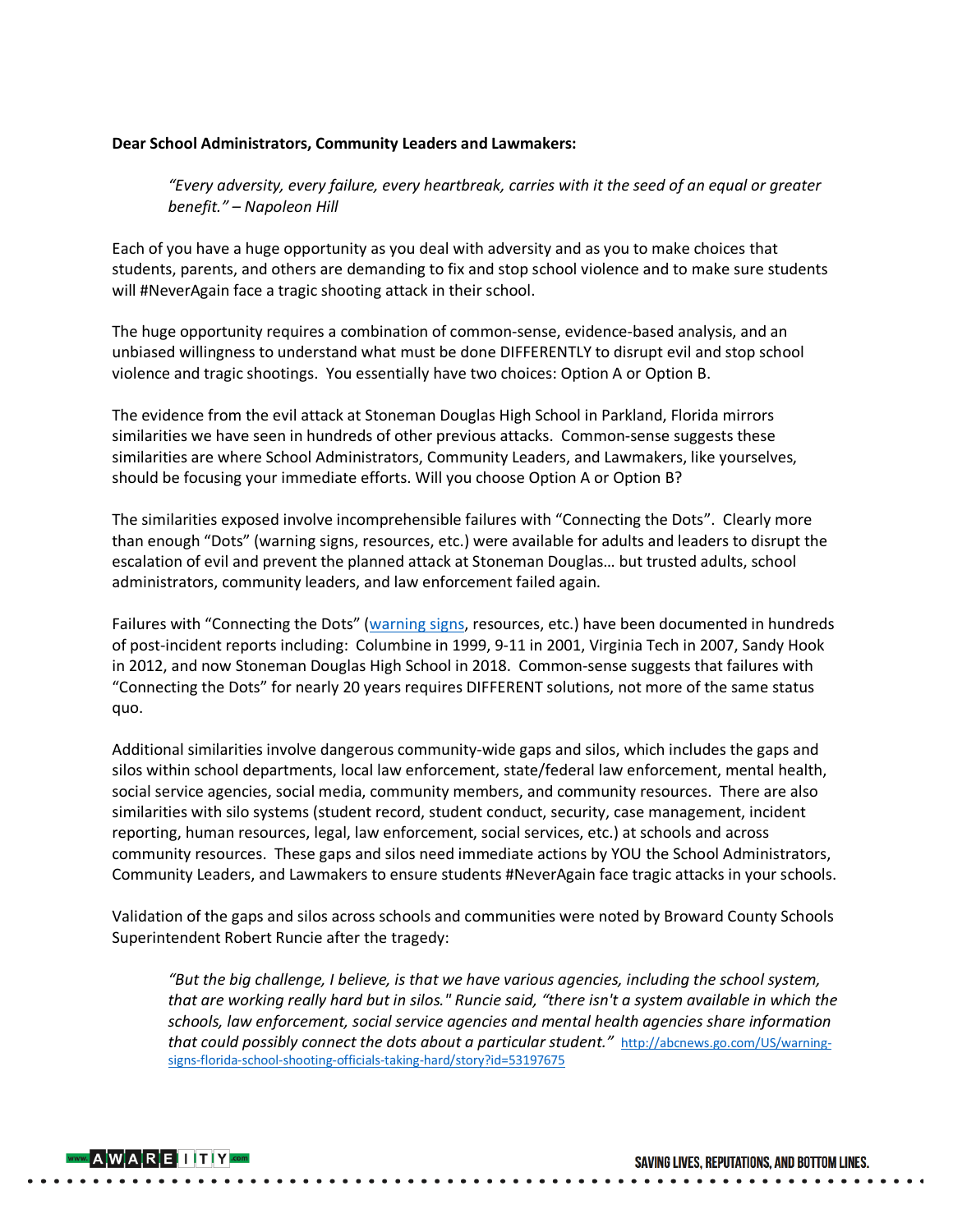**Dear School Administrators, Community Leaders and Lawmakers:**

> *"Every adversity, every failure, every heartbreak, carries with it the seed of an equal or greater benefit." – Napoleon Hill*

Each of you have a huge opportunity as you deal with adversity and as you to make choices that students, parents, and others are demanding to fix and stop school violence and to make sure students will #NeverAgain face a tragic shooting attack in their school.

The huge opportunity requires a combination of common-sense, evidence-based analysis, and an unbiased willingness to understand what must be done DIFFERENTLY to disrupt evil and stop school violence and tragic shootings. You essentially have two choices: Option A or Option B.

The evidence from the evil attack at Stoneman Douglas High School in Parkland, Florida mirrors similarities we have seen in hundreds of other previous attacks. Common-sense suggests these similarities are where School Administrators, Community Leaders, and Lawmakers, like yourselves, should be focusing your immediate efforts. Will you choose Option A or Option B?

The similarities exposed involve incomprehensible failures with "Connecting the Dots". Clearly more than enough "Dots" (warning signs, resources, etc.) were available for adults and leaders to disrupt the escalation of evil and prevent the planned attack at Stoneman Douglas… but trusted adults, school administrators, community leaders, and law enforcement failed again.

Failures with "Connecting the Dots" (warning signs, resources, etc.) have been documented in hundreds of post-incident reports including: Columbine in 1999, 9-11 in 2001, Virginia Tech in 2007, Sandy Hook in 2012, and now Stoneman Douglas High School in 2018. Common-sense suggests that failures with "Connecting the Dots" for nearly 20 years requires DIFFERENT solutions, not more of the same status quo.

Additional similarities involve dangerous community-wide gaps and silos, which includes the gaps and silos within school departments, local law enforcement, state/federal law enforcement, mental health, social service agencies, social media, community members, and community resources. There are also similarities with silo systems (student record, student conduct, security, case management, incident reporting, human resources, legal, law enforcement, social services, etc.) at schools and across community resources. These gaps and silos need immediate actions by YOU the School Administrators, Community Leaders, and Lawmakers to ensure students #NeverAgain face tragic attacks in your schools.

Validation of the gaps and silos across schools and communities were noted by Broward County Schools Superintendent Robert Runcie after the tragedy:

> *"But the big challenge, I believe, is that we have various agencies, including the school system, that are working really hard but in silos." Runcie said, "there isn't a system available in which the schools, law enforcement, social service agencies and mental health agencies share information that could possibly connect the dots about a particular student."* http://abcnews.go.com/US/warning-signs-florida-school-shooting-officials-taking-hard/story?id=53197675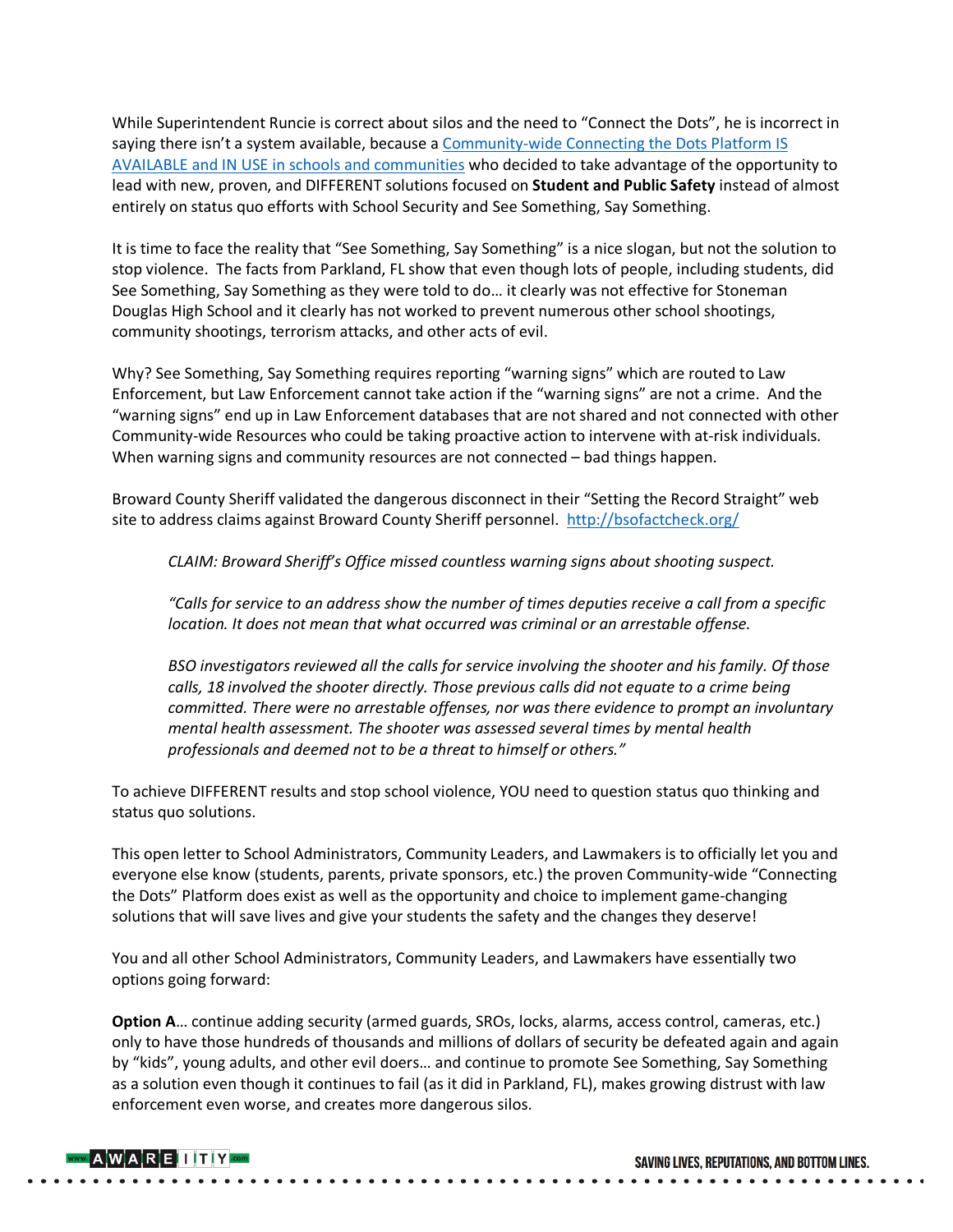While Superintendent Runcie is correct about silos and the need to "Connect the Dots", he is incorrect in saying there isn't a system available, because a [Community-wide Connecting the Dots Platform IS AVAILABLE and IN USE in schools and communities]() who decided to take advantage of the opportunity to lead with new, proven, and DIFFERENT solutions focused on **Student and Public Safety** instead of almost entirely on status quo efforts with School Security and See Something, Say Something.

It is time to face the reality that "See Something, Say Something" is a nice slogan, but not the solution to stop violence. The facts from Parkland, FL show that even though lots of people, including students, did See Something, Say Something as they were told to do… it clearly was not effective for Stoneman Douglas High School and it clearly has not worked to prevent numerous other school shootings, community shootings, terrorism attacks, and other acts of evil.

Why? See Something, Say Something requires reporting "warning signs" which are routed to Law Enforcement, but Law Enforcement cannot take action if the "warning signs" are not a crime. And the "warning signs" end up in Law Enforcement databases that are not shared and not connected with other Community-wide Resources who could be taking proactive action to intervene with at-risk individuals. When warning signs and community resources are not connected – bad things happen.

Broward County Sheriff validated the dangerous disconnect in their "Setting the Record Straight" web site to address claims against Broward County Sheriff personnel. http://bsofactcheck.org/

> *CLAIM: Broward Sheriff's Office missed countless warning signs about shooting suspect.*
>
> *"Calls for service to an address show the number of times deputies receive a call from a specific location. It does not mean that what occurred was criminal or an arrestable offense.*
>
> *BSO investigators reviewed all the calls for service involving the shooter and his family. Of those calls, 18 involved the shooter directly. Those previous calls did not equate to a crime being committed. There were no arrestable offenses, nor was there evidence to prompt an involuntary mental health assessment. The shooter was assessed several times by mental health professionals and deemed not to be a threat to himself or others."*

To achieve DIFFERENT results and stop school violence, YOU need to question status quo thinking and status quo solutions.

This open letter to School Administrators, Community Leaders, and Lawmakers is to officially let you and everyone else know (students, parents, private sponsors, etc.) the proven Community-wide "Connecting the Dots" Platform does exist as well as the opportunity and choice to implement game-changing solutions that will save lives and give your students the safety and the changes they deserve!

You and all other School Administrators, Community Leaders, and Lawmakers have essentially two options going forward:

**Option A**… continue adding security (armed guards, SROs, locks, alarms, access control, cameras, etc.) only to have those hundreds of thousands and millions of dollars of security be defeated again and again by "kids", young adults, and other evil doers… and continue to promote See Something, Say Something as a solution even though it continues to fail (as it did in Parkland, FL), makes growing distrust with law enforcement even worse, and creates more dangerous silos.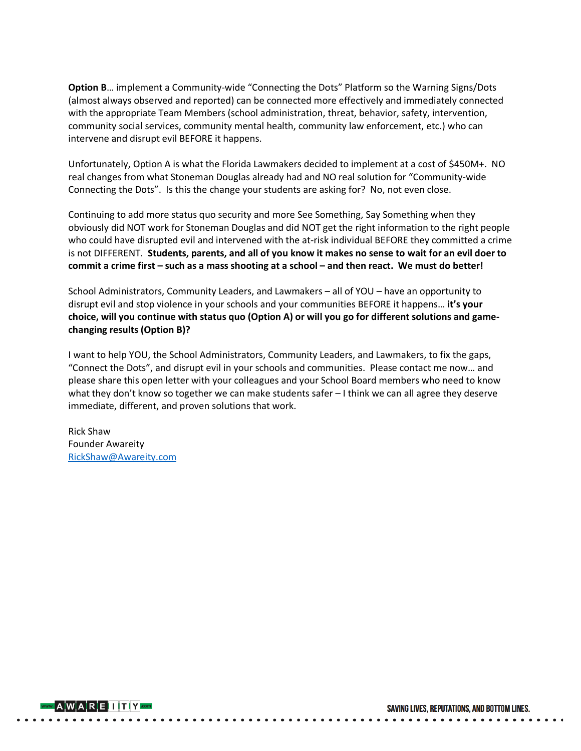**Option B**… implement a Community-wide "Connecting the Dots" Platform so the Warning Signs/Dots (almost always observed and reported) can be connected more effectively and immediately connected with the appropriate Team Members (school administration, threat, behavior, safety, intervention, community social services, community mental health, community law enforcement, etc.) who can intervene and disrupt evil BEFORE it happens.

Unfortunately, Option A is what the Florida Lawmakers decided to implement at a cost of $450M+. NO real changes from what Stoneman Douglas already had and NO real solution for "Community-wide Connecting the Dots". Is this the change your students are asking for? No, not even close.

Continuing to add more status quo security and more See Something, Say Something when they obviously did NOT work for Stoneman Douglas and did NOT get the right information to the right people who could have disrupted evil and intervened with the at-risk individual BEFORE they committed a crime is not DIFFERENT. **Students, parents, and all of you know it makes no sense to wait for an evil doer to commit a crime first – such as a mass shooting at a school – and then react. We must do better!**

School Administrators, Community Leaders, and Lawmakers – all of YOU – have an opportunity to disrupt evil and stop violence in your schools and your communities BEFORE it happens… **it's your choice, will you continue with status quo (Option A) or will you go for different solutions and game-changing results (Option B)?**

I want to help YOU, the School Administrators, Community Leaders, and Lawmakers, to fix the gaps, "Connect the Dots", and disrupt evil in your schools and communities. Please contact me now… and please share this open letter with your colleagues and your School Board members who need to know what they don't know so together we can make students safer – I think we can all agree they deserve immediate, different, and proven solutions that work.

Rick Shaw
Founder Awareity
RickShaw@Awareity.com